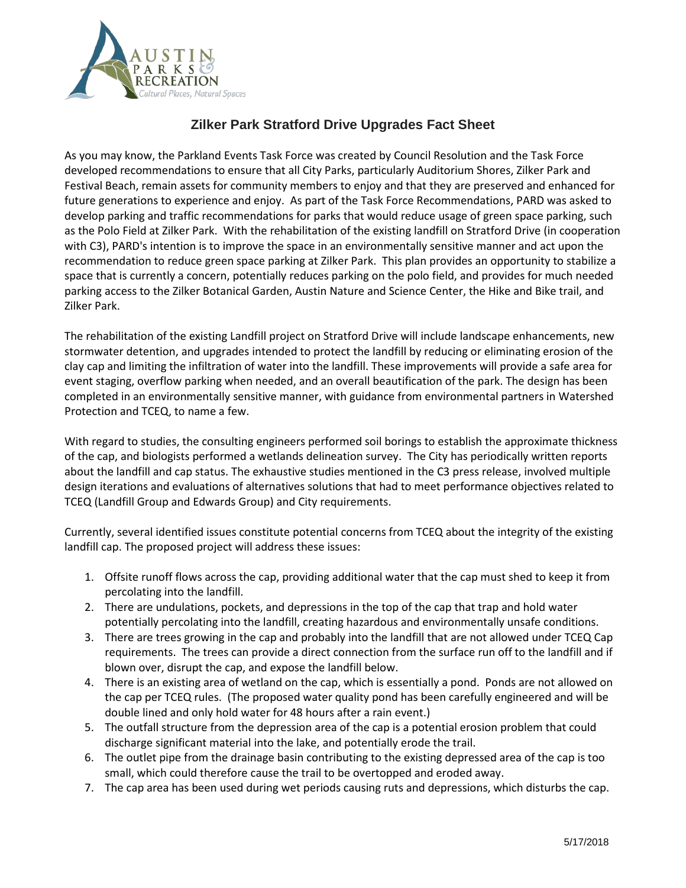# Zilker Park Stratford Drive Upgrades Fact Sheet

As you may know, the Parkland Events Task Force was created by Council Resolution and the Task Force developed recommendations to ensure that all City Parks, particularly Auditorium Shores, Zilker Park and Festival Beach, remain assets for community members to enjoy and that they are preserved and enhanced for future generations to experience and enjoy. As part of the Task Force Recommendations, PARD was asked to develop parking and traffic recommendations for parks that would reduce usage of green space parking, such as the Polo Field at Zilker Park. With the rehabilitation of the existing landfill on Stratford Drive (in cooperation with C3), PARD's intention is to improve the space in an environmentally sensitive manner and act upon the recommendation to reduce green space parking at Zilker Park. This plan provides an opportunity to stabilize a space that is currently a concern, potentially reduces parking on the polo field, and provides for much needed parking access to the Zilker Botanical Garden, Austin Nature and Science Center, the Hike and Bike trail, and Zilker Park.

The rehabilitation of the existing Landfill project on Stratford Drive will include landscape enhancements, new stormwater detention, and upgrades intended to protect the landfill by reducing or eliminating erosion of the clay cap and limiting the infiltration of water into the landfill. These improvements will provide a safe area for event staging, overflow parking when needed, and an overall beautification of the park. The design has been completed in an environmentally sensitive manner, with guidance from environmental partners in Watershed Protection and TCEQ, to name a few.

With regard to studies, the consulting engineers performed soil borings to establish the approximate thickness of the cap, and biologists performed a wetlands delineation survey. The City has periodically written reports about the landfill and cap status. The exhaustive studies mentioned in the C3 press release, involved multiple design iterations and evaluations of alternatives solutions that had to meet performance objectives related to TCEQ (Landfill Group and Edwards Group) and City requirements.

Currently, several identified issues constitute potential concerns from TCEQ about the integrity of the existing landfill cap. The proposed project will address these issues:

1. Offsite runoff flows across the cap, providing additional water that the cap must shed to keep it from percolating into the landfill.
2. There are undulations, pockets, and depressions in the top of the cap that trap and hold water potentially percolating into the landfill, creating hazardous and environmentally unsafe conditions.
3. There are trees growing in the cap and probably into the landfill that are not allowed under TCEQ Cap requirements. The trees can provide a direct connection from the surface run off to the landfill and if blown over, disrupt the cap, and expose the landfill below.
4. There is an existing area of wetland on the cap, which is essentially a pond. Ponds are not allowed on the cap per TCEQ rules. (The proposed water quality pond has been carefully engineered and will be double lined and only hold water for 48 hours after a rain event.)
5. The outfall structure from the depression area of the cap is a potential erosion problem that could discharge significant material into the lake, and potentially erode the trail.
6. The outlet pipe from the drainage basin contributing to the existing depressed area of the cap is too small, which could therefore cause the trail to be overtopped and eroded away.
7. The cap area has been used during wet periods causing ruts and depressions, which disturbs the cap.

5/17/2018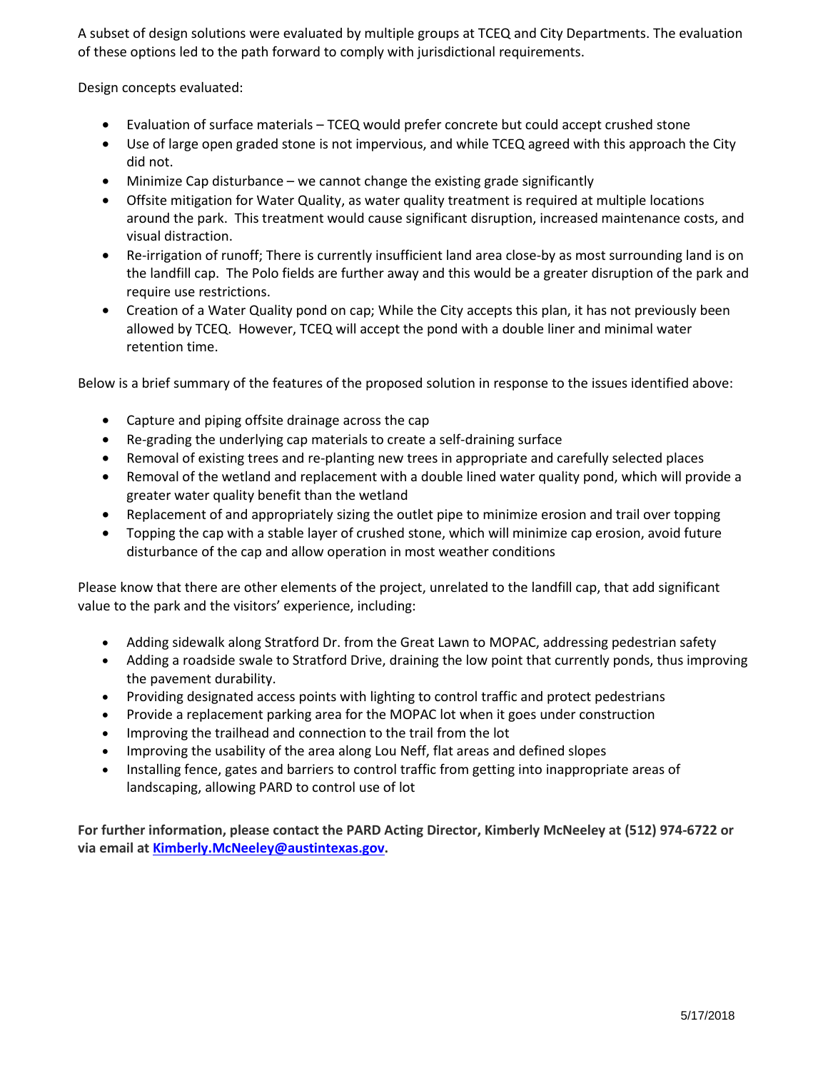A subset of design solutions were evaluated by multiple groups at TCEQ and City Departments. The evaluation of these options led to the path forward to comply with jurisdictional requirements.

Design concepts evaluated:

- Evaluation of surface materials – TCEQ would prefer concrete but could accept crushed stone
- Use of large open graded stone is not impervious, and while TCEQ agreed with this approach the City did not.
- Minimize Cap disturbance – we cannot change the existing grade significantly
- Offsite mitigation for Water Quality, as water quality treatment is required at multiple locations around the park. This treatment would cause significant disruption, increased maintenance costs, and visual distraction.
- Re-irrigation of runoff; There is currently insufficient land area close-by as most surrounding land is on the landfill cap. The Polo fields are further away and this would be a greater disruption of the park and require use restrictions.
- Creation of a Water Quality pond on cap; While the City accepts this plan, it has not previously been allowed by TCEQ. However, TCEQ will accept the pond with a double liner and minimal water retention time.

Below is a brief summary of the features of the proposed solution in response to the issues identified above:

- Capture and piping offsite drainage across the cap
- Re-grading the underlying cap materials to create a self-draining surface
- Removal of existing trees and re-planting new trees in appropriate and carefully selected places
- Removal of the wetland and replacement with a double lined water quality pond, which will provide a greater water quality benefit than the wetland
- Replacement of and appropriately sizing the outlet pipe to minimize erosion and trail over topping
- Topping the cap with a stable layer of crushed stone, which will minimize cap erosion, avoid future disturbance of the cap and allow operation in most weather conditions

Please know that there are other elements of the project, unrelated to the landfill cap, that add significant value to the park and the visitors' experience, including:

- Adding sidewalk along Stratford Dr. from the Great Lawn to MOPAC, addressing pedestrian safety
- Adding a roadside swale to Stratford Drive, draining the low point that currently ponds, thus improving the pavement durability.
- Providing designated access points with lighting to control traffic and protect pedestrians
- Provide a replacement parking area for the MOPAC lot when it goes under construction
- Improving the trailhead and connection to the trail from the lot
- Improving the usability of the area along Lou Neff, flat areas and defined slopes
- Installing fence, gates and barriers to control traffic from getting into inappropriate areas of landscaping, allowing PARD to control use of lot

**For further information, please contact the PARD Acting Director, Kimberly McNeeley at (512) 974-6722 or via email at Kimberly.McNeeley@austintexas.gov.**

5/17/2018